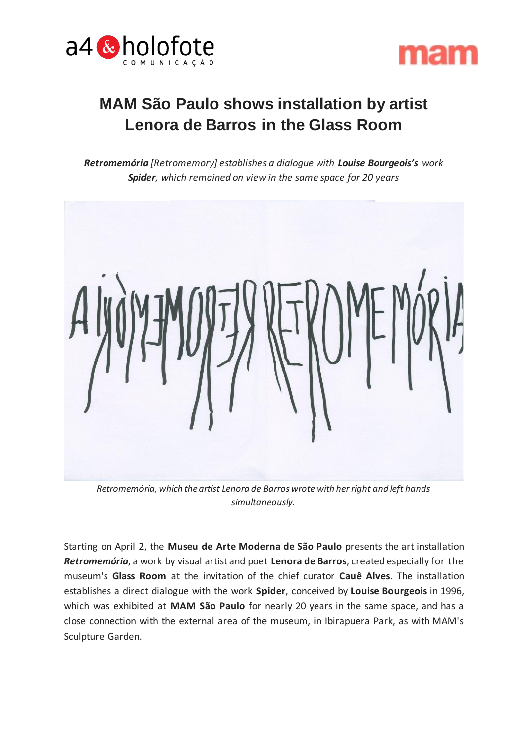# MAM São Paulo shows installation by artist Lenora de Barros in the Glass Room

***Retromemória** [Retromemory] establishes a dialogue with **Louise Bourgeois's** work **Spider**, which remained on view in the same space for 20 years*

*Retromemória, which the artist Lenora de Barros wrote with her right and left hands simultaneously.*

Starting on April 2, the **Museu de Arte Moderna de São Paulo** presents the art installation ***Retromemória***, a work by visual artist and poet **Lenora de Barros**, created especially for the museum's **Glass Room** at the invitation of the chief curator **Cauê Alves**. The installation establishes a direct dialogue with the work **Spider**, conceived by **Louise Bourgeois** in 1996, which was exhibited at **MAM São Paulo** for nearly 20 years in the same space, and has a close connection with the external area of the museum, in Ibirapuera Park, as with MAM's Sculpture Garden.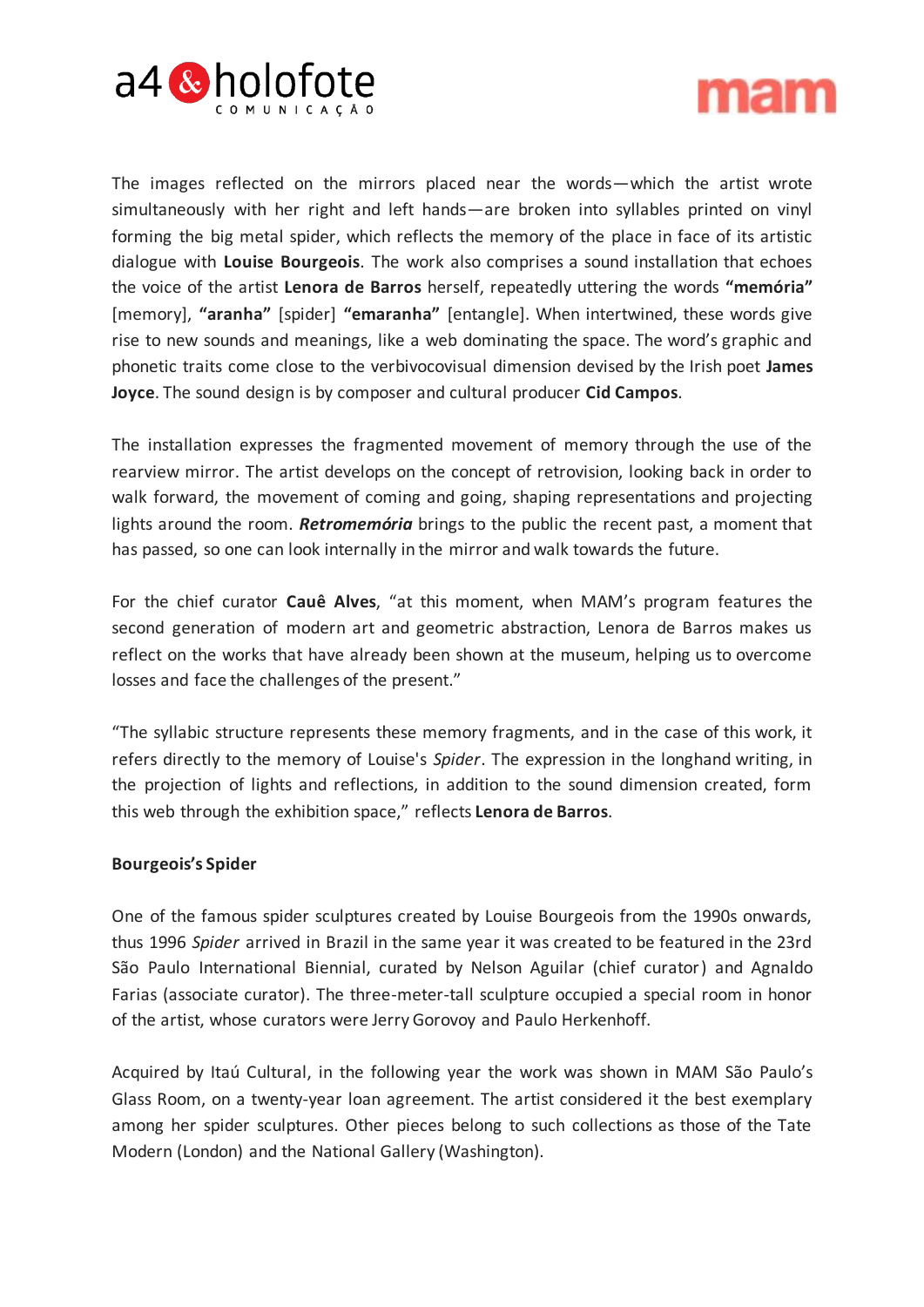The images reflected on the mirrors placed near the words—which the artist wrote simultaneously with her right and left hands—are broken into syllables printed on vinyl forming the big metal spider, which reflects the memory of the place in face of its artistic dialogue with **Louise Bourgeois**. The work also comprises a sound installation that echoes the voice of the artist **Lenora de Barros** herself, repeatedly uttering the words **"memória"** [memory], **"aranha"** [spider] **"emaranha"** [entangle]. When intertwined, these words give rise to new sounds and meanings, like a web dominating the space. The word's graphic and phonetic traits come close to the verbivocovisual dimension devised by the Irish poet **James Joyce**. The sound design is by composer and cultural producer **Cid Campos**.

The installation expresses the fragmented movement of memory through the use of the rearview mirror. The artist develops on the concept of retrovision, looking back in order to walk forward, the movement of coming and going, shaping representations and projecting lights around the room. ***Retromemória*** brings to the public the recent past, a moment that has passed, so one can look internally in the mirror and walk towards the future.

For the chief curator **Cauê Alves**, "at this moment, when MAM's program features the second generation of modern art and geometric abstraction, Lenora de Barros makes us reflect on the works that have already been shown at the museum, helping us to overcome losses and face the challenges of the present."

"The syllabic structure represents these memory fragments, and in the case of this work, it refers directly to the memory of Louise's *Spider*. The expression in the longhand writing, in the projection of lights and reflections, in addition to the sound dimension created, form this web through the exhibition space," reflects **Lenora de Barros**.

**Bourgeois's Spider**

One of the famous spider sculptures created by Louise Bourgeois from the 1990s onwards, thus 1996 *Spider* arrived in Brazil in the same year it was created to be featured in the 23rd São Paulo International Biennial, curated by Nelson Aguilar (chief curator) and Agnaldo Farias (associate curator). The three-meter-tall sculpture occupied a special room in honor of the artist, whose curators were Jerry Gorovoy and Paulo Herkenhoff.

Acquired by Itaú Cultural, in the following year the work was shown in MAM São Paulo's Glass Room, on a twenty-year loan agreement. The artist considered it the best exemplary among her spider sculptures. Other pieces belong to such collections as those of the Tate Modern (London) and the National Gallery (Washington).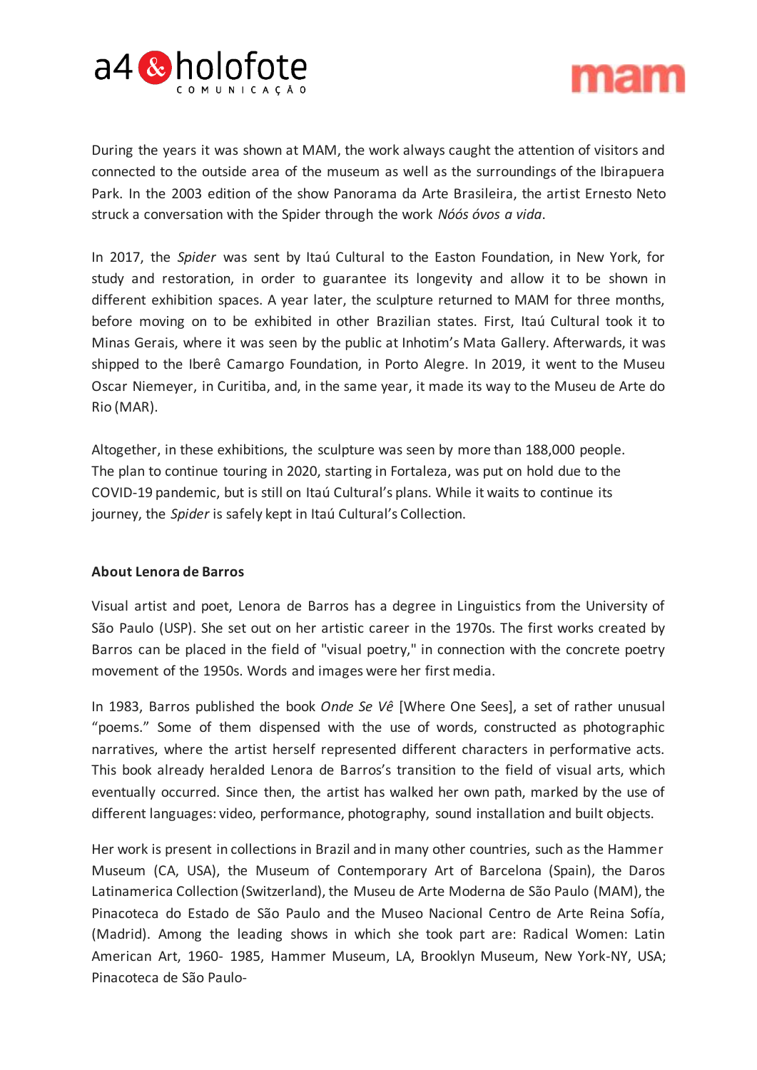During the years it was shown at MAM, the work always caught the attention of visitors and connected to the outside area of the museum as well as the surroundings of the Ibirapuera Park. In the 2003 edition of the show Panorama da Arte Brasileira, the artist Ernesto Neto struck a conversation with the Spider through the work *Nóós óvos a vida*.

In 2017, the *Spider* was sent by Itaú Cultural to the Easton Foundation, in New York, for study and restoration, in order to guarantee its longevity and allow it to be shown in different exhibition spaces. A year later, the sculpture returned to MAM for three months, before moving on to be exhibited in other Brazilian states. First, Itaú Cultural took it to Minas Gerais, where it was seen by the public at Inhotim's Mata Gallery. Afterwards, it was shipped to the Iberê Camargo Foundation, in Porto Alegre. In 2019, it went to the Museu Oscar Niemeyer, in Curitiba, and, in the same year, it made its way to the Museu de Arte do Rio (MAR).

Altogether, in these exhibitions, the sculpture was seen by more than 188,000 people. The plan to continue touring in 2020, starting in Fortaleza, was put on hold due to the COVID-19 pandemic, but is still on Itaú Cultural's plans. While it waits to continue its journey, the *Spider* is safely kept in Itaú Cultural's Collection.

**About Lenora de Barros**

Visual artist and poet, Lenora de Barros has a degree in Linguistics from the University of São Paulo (USP). She set out on her artistic career in the 1970s. The first works created by Barros can be placed in the field of "visual poetry," in connection with the concrete poetry movement of the 1950s. Words and images were her first media.

In 1983, Barros published the book *Onde Se Vê* [Where One Sees], a set of rather unusual "poems." Some of them dispensed with the use of words, constructed as photographic narratives, where the artist herself represented different characters in performative acts. This book already heralded Lenora de Barros's transition to the field of visual arts, which eventually occurred. Since then, the artist has walked her own path, marked by the use of different languages: video, performance, photography, sound installation and built objects.

Her work is present in collections in Brazil and in many other countries, such as the Hammer Museum (CA, USA), the Museum of Contemporary Art of Barcelona (Spain), the Daros Latinamerica Collection (Switzerland), the Museu de Arte Moderna de São Paulo (MAM), the Pinacoteca do Estado de São Paulo and the Museo Nacional Centro de Arte Reina Sofía, (Madrid). Among the leading shows in which she took part are: Radical Women: Latin American Art, 1960- 1985, Hammer Museum, LA, Brooklyn Museum, New York-NY, USA; Pinacoteca de São Paulo-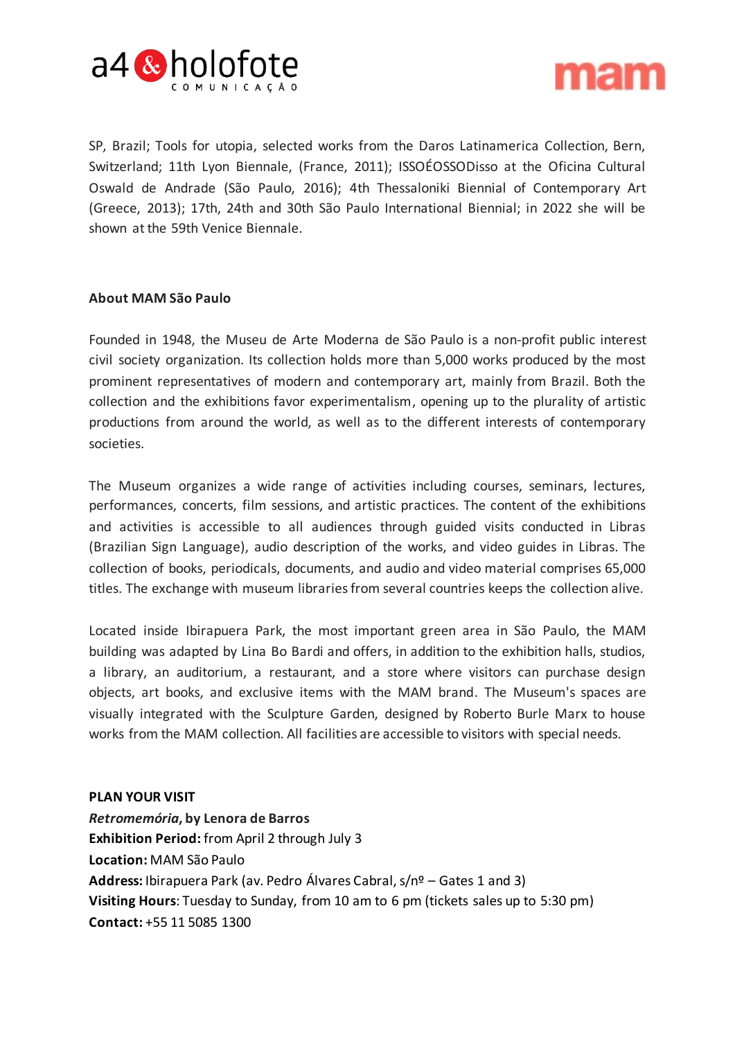SP, Brazil; Tools for utopia, selected works from the Daros Latinamerica Collection, Bern, Switzerland; 11th Lyon Biennale, (France, 2011); ISSOÉOSSODisso at the Oficina Cultural Oswald de Andrade (São Paulo, 2016); 4th Thessaloniki Biennial of Contemporary Art (Greece, 2013); 17th, 24th and 30th São Paulo International Biennial; in 2022 she will be shown at the 59th Venice Biennale.

**About MAM São Paulo**

Founded in 1948, the Museu de Arte Moderna de São Paulo is a non-profit public interest civil society organization. Its collection holds more than 5,000 works produced by the most prominent representatives of modern and contemporary art, mainly from Brazil. Both the collection and the exhibitions favor experimentalism, opening up to the plurality of artistic productions from around the world, as well as to the different interests of contemporary societies.

The Museum organizes a wide range of activities including courses, seminars, lectures, performances, concerts, film sessions, and artistic practices. The content of the exhibitions and activities is accessible to all audiences through guided visits conducted in Libras (Brazilian Sign Language), audio description of the works, and video guides in Libras. The collection of books, periodicals, documents, and audio and video material comprises 65,000 titles. The exchange with museum libraries from several countries keeps the collection alive.

Located inside Ibirapuera Park, the most important green area in São Paulo, the MAM building was adapted by Lina Bo Bardi and offers, in addition to the exhibition halls, studios, a library, an auditorium, a restaurant, and a store where visitors can purchase design objects, art books, and exclusive items with the MAM brand. The Museum's spaces are visually integrated with the Sculpture Garden, designed by Roberto Burle Marx to house works from the MAM collection. All facilities are accessible to visitors with special needs.

**PLAN YOUR VISIT**
***Retromemória*, by Lenora de Barros**
**Exhibition Period:** from April 2 through July 3
**Location:** MAM São Paulo
**Address:** Ibirapuera Park (av. Pedro Álvares Cabral, s/nº – Gates 1 and 3)
**Visiting Hours**: Tuesday to Sunday, from 10 am to 6 pm (tickets sales up to 5:30 pm)
**Contact:** +55 11 5085 1300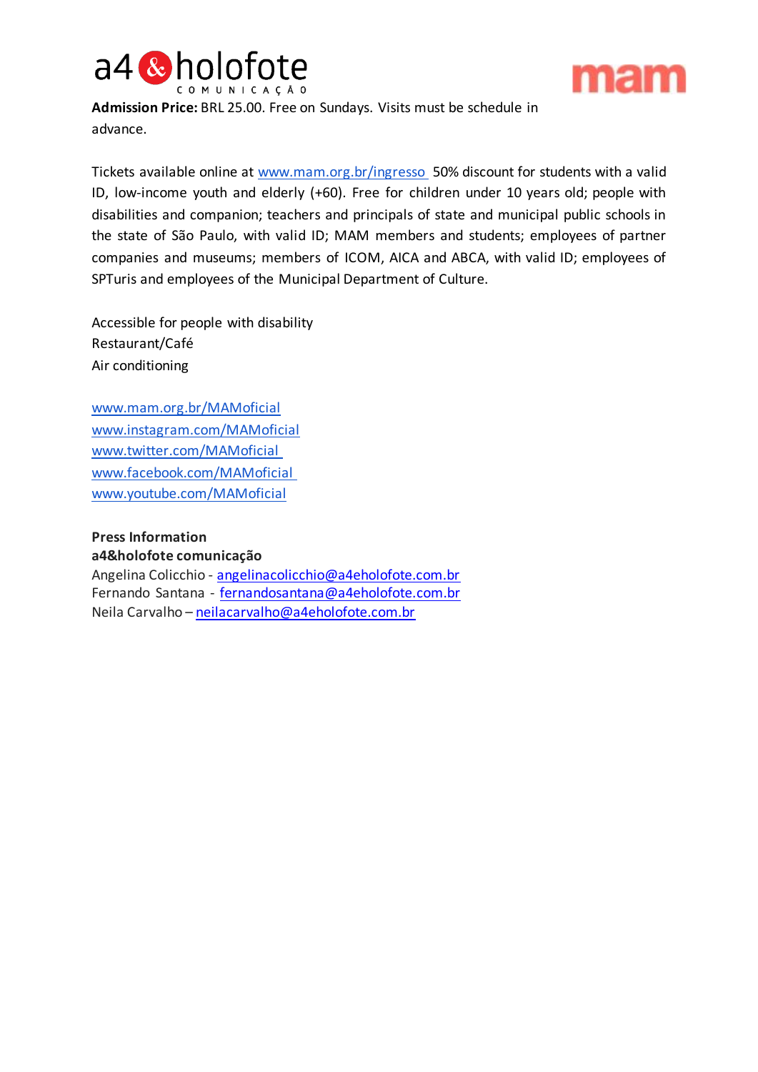**Admission Price:** BRL 25.00. Free on Sundays. Visits must be schedule in advance.

Tickets available online at www.mam.org.br/ingresso 50% discount for students with a valid ID, low-income youth and elderly (+60). Free for children under 10 years old; people with disabilities and companion; teachers and principals of state and municipal public schools in the state of São Paulo, with valid ID; MAM members and students; employees of partner companies and museums; members of ICOM, AICA and ABCA, with valid ID; employees of SPTuris and employees of the Municipal Department of Culture.

Accessible for people with disability
Restaurant/Café
Air conditioning

www.mam.org.br/MAMoficial
www.instagram.com/MAMoficial
www.twitter.com/MAMoficial
www.facebook.com/MAMoficial
www.youtube.com/MAMoficial

**Press Information**
**a4&holofote comunicação**
Angelina Colicchio - angelinacolicchio@a4eholofote.com.br
Fernando Santana - fernandosantana@a4eholofote.com.br
Neila Carvalho – neilacarvalho@a4eholofote.com.br